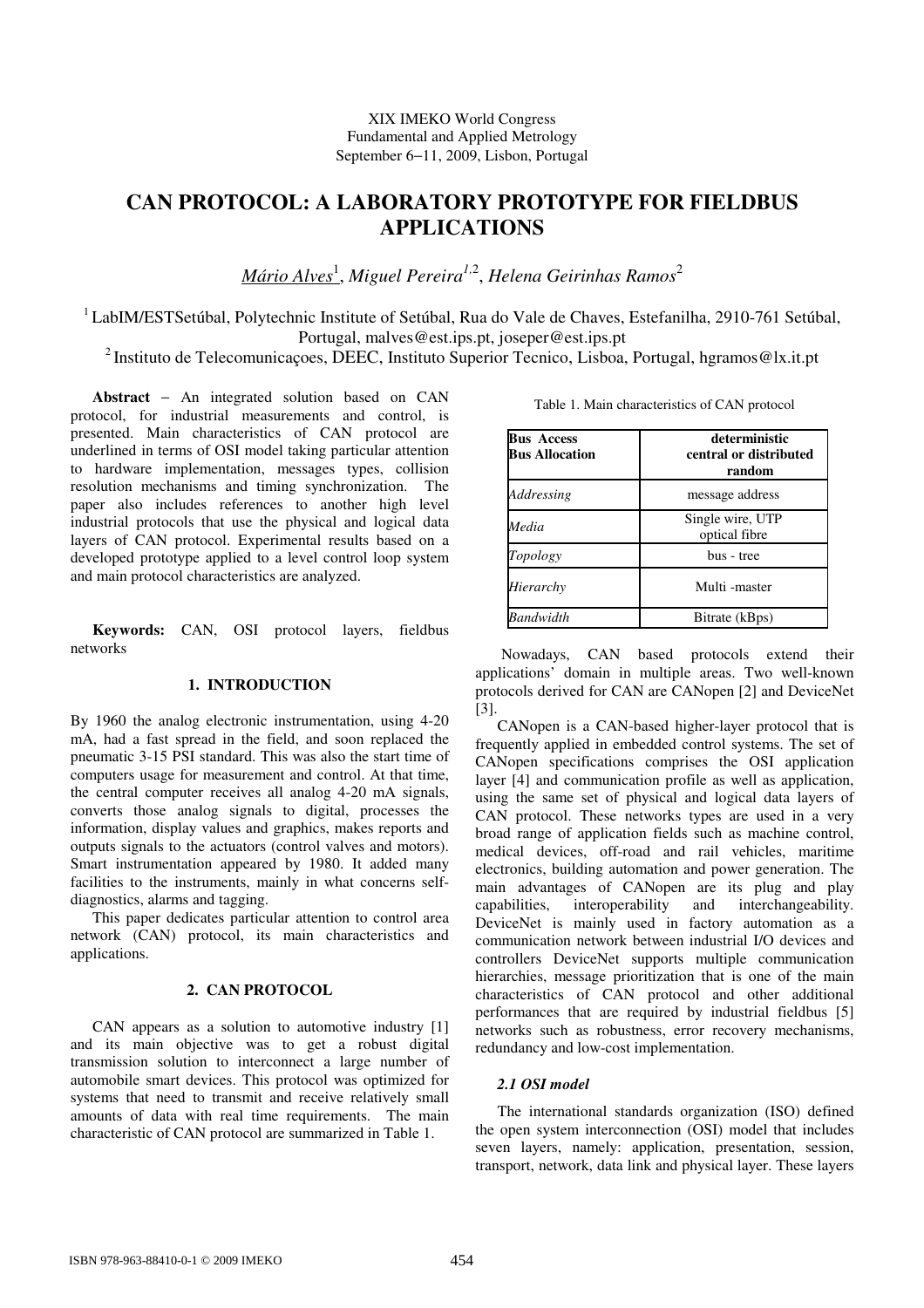XIX IMEKO World Congress
Fundamental and Applied Metrology
September 6−11, 2009, Lisbon, Portugal

# CAN PROTOCOL: A LABORATORY PROTOTYPE FOR FIELDBUS APPLICATIONS

*Mário Alves*[1], *Miguel Pereira*[1,2], *Helena Geirinhas Ramos*[2]

[1] LabIM/ESTSetúbal, Polytechnic Institute of Setúbal, Rua do Vale de Chaves, Estefanilha, 2910-761 Setúbal, Portugal, malves@est.ips.pt, joseper@est.ips.pt

[2] Instituto de Telecomunicaçoes, DEEC, Instituto Superior Tecnico, Lisboa, Portugal, hgramos@lx.it.pt

**Abstract** − An integrated solution based on CAN protocol, for industrial measurements and control, is presented. Main characteristics of CAN protocol are underlined in terms of OSI model taking particular attention to hardware implementation, messages types, collision resolution mechanisms and timing synchronization. The paper also includes references to another high level industrial protocols that use the physical and logical data layers of CAN protocol. Experimental results based on a developed prototype applied to a level control loop system and main protocol characteristics are analyzed.

**Keywords:** CAN, OSI protocol layers, fieldbus networks

## 1. INTRODUCTION

By 1960 the analog electronic instrumentation, using 4-20 mA, had a fast spread in the field, and soon replaced the pneumatic 3-15 PSI standard. This was also the start time of computers usage for measurement and control. At that time, the central computer receives all analog 4-20 mA signals, converts those analog signals to digital, processes the information, display values and graphics, makes reports and outputs signals to the actuators (control valves and motors). Smart instrumentation appeared by 1980. It added many facilities to the instruments, mainly in what concerns self-diagnostics, alarms and tagging.

This paper dedicates particular attention to control area network (CAN) protocol, its main characteristics and applications.

## 2. CAN PROTOCOL

CAN appears as a solution to automotive industry [1] and its main objective was to get a robust digital transmission solution to interconnect a large number of automobile smart devices. This protocol was optimized for systems that need to transmit and receive relatively small amounts of data with real time requirements. The main characteristic of CAN protocol are summarized in Table 1.

Table 1. Main characteristics of CAN protocol

| **Bus Access** <br> **Bus Allocation** | **deterministic** <br> **central or distributed** <br> **random** |
|---|---|
| *Addressing* | message address |
| *Media* | Single wire, UTP <br> optical fibre |
| *Topology* | bus - tree |
| *Hierarchy* | Multi -master |
| *Bandwidth* | Bitrate (kBps) |

Nowadays, CAN based protocols extend their applications' domain in multiple areas. Two well-known protocols derived for CAN are CANopen [2] and DeviceNet [3].

CANopen is a CAN-based higher-layer protocol that is frequently applied in embedded control systems. The set of CANopen specifications comprises the OSI application layer [4] and communication profile as well as application, using the same set of physical and logical data layers of CAN protocol. These networks types are used in a very broad range of application fields such as machine control, medical devices, off-road and rail vehicles, maritime electronics, building automation and power generation. The main advantages of CANopen are its plug and play capabilities, interoperability and interchangeability. DeviceNet is mainly used in factory automation as a communication network between industrial I/O devices and controllers DeviceNet supports multiple communication hierarchies, message prioritization that is one of the main characteristics of CAN protocol and other additional performances that are required by industrial fieldbus [5] networks such as robustness, error recovery mechanisms, redundancy and low-cost implementation.

### *2.1 OSI model*

The international standards organization (ISO) defined the open system interconnection (OSI) model that includes seven layers, namely: application, presentation, session, transport, network, data link and physical layer. These layers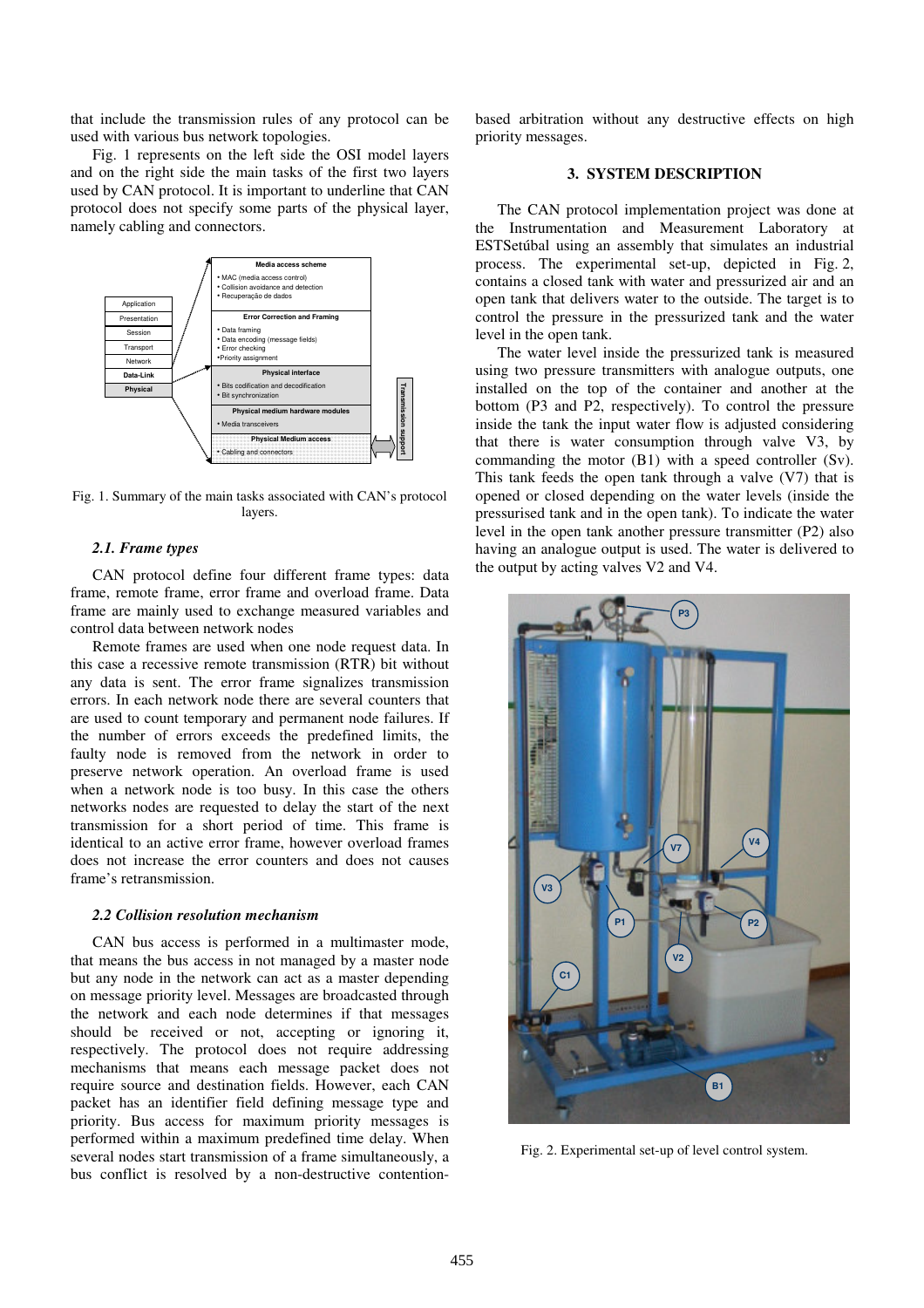that include the transmission rules of any protocol can be used with various bus network topologies.

Fig. 1 represents on the left side the OSI model layers and on the right side the main tasks of the first two layers used by CAN protocol. It is important to underline that CAN protocol does not specify some parts of the physical layer, namely cabling and connectors.

Fig. 1. Summary of the main tasks associated with CAN's protocol layers.

### *2.1. Frame types*

CAN protocol define four different frame types: data frame, remote frame, error frame and overload frame. Data frame are mainly used to exchange measured variables and control data between network nodes

Remote frames are used when one node request data. In this case a recessive remote transmission (RTR) bit without any data is sent. The error frame signalizes transmission errors. In each network node there are several counters that are used to count temporary and permanent node failures. If the number of errors exceeds the predefined limits, the faulty node is removed from the network in order to preserve network operation. An overload frame is used when a network node is too busy. In this case the others networks nodes are requested to delay the start of the next transmission for a short period of time. This frame is identical to an active error frame, however overload frames does not increase the error counters and does not causes frame's retransmission.

### *2.2 Collision resolution mechanism*

CAN bus access is performed in a multimaster mode, that means the bus access in not managed by a master node but any node in the network can act as a master depending on message priority level. Messages are broadcasted through the network and each node determines if that messages should be received or not, accepting or ignoring it, respectively. The protocol does not require addressing mechanisms that means each message packet does not require source and destination fields. However, each CAN packet has an identifier field defining message type and priority. Bus access for maximum priority messages is performed within a maximum predefined time delay. When several nodes start transmission of a frame simultaneously, a bus conflict is resolved by a non-destructive contention-based arbitration without any destructive effects on high priority messages.

## 3. SYSTEM DESCRIPTION

The CAN protocol implementation project was done at the Instrumentation and Measurement Laboratory at ESTSetúbal using an assembly that simulates an industrial process. The experimental set-up, depicted in Fig. 2, contains a closed tank with water and pressurized air and an open tank that delivers water to the outside. The target is to control the pressure in the pressurized tank and the water level in the open tank.

The water level inside the pressurized tank is measured using two pressure transmitters with analogue outputs, one installed on the top of the container and another at the bottom (P3 and P2, respectively). To control the pressure inside the tank the input water flow is adjusted considering that there is water consumption through valve V3, by commanding the motor (B1) with a speed controller (Sv). This tank feeds the open tank through a valve (V7) that is opened or closed depending on the water levels (inside the pressurised tank and in the open tank). To indicate the water level in the open tank another pressure transmitter (P2) also having an analogue output is used. The water is delivered to the output by acting valves V2 and V4.

Fig. 2. Experimental set-up of level control system.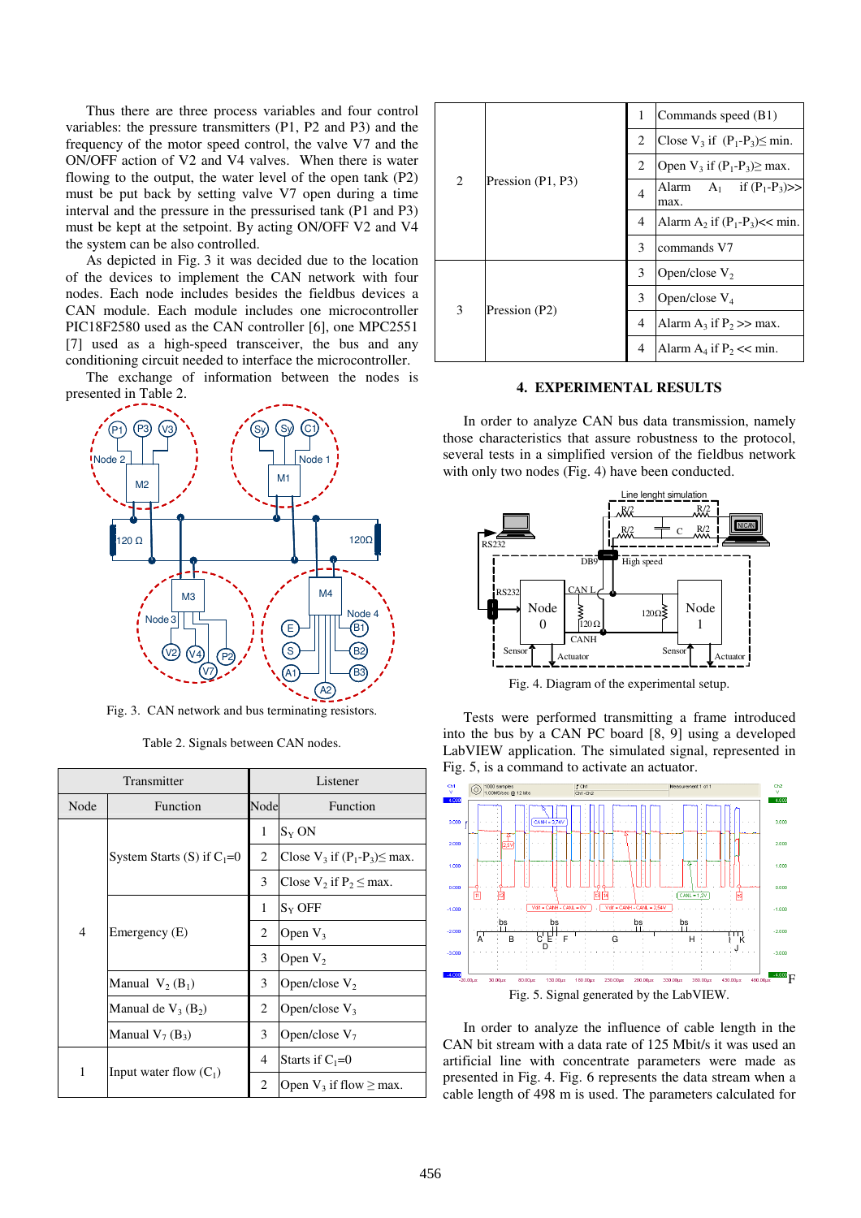Thus there are three process variables and four control variables: the pressure transmitters (P1, P2 and P3) and the frequency of the motor speed control, the valve V7 and the ON/OFF action of V2 and V4 valves. When there is water flowing to the output, the water level of the open tank (P2) must be put back by setting valve V7 open during a time interval and the pressure in the pressurised tank (P1 and P3) must be kept at the setpoint. By acting ON/OFF V2 and V4 the system can be also controlled.

As depicted in Fig. 3 it was decided due to the location of the devices to implement the CAN network with four nodes. Each node includes besides the fieldbus devices a CAN module. Each module includes one microcontroller PIC18F2580 used as the CAN controller [6], one MPC2551 [7] used as a high-speed transceiver, the bus and any conditioning circuit needed to interface the microcontroller.

The exchange of information between the nodes is presented in Table 2.

Fig. 3. CAN network and bus terminating resistors.

Table 2. Signals between CAN nodes.

| Transmitter | | Listener | |
|---|---|---|---|
| Node | Function | Node | Function |
| 4 | System Starts (S) if $C_1$=0 | 1 | $S_Y$ ON |
| | | 2 | Close $V_3$ if $(P_1$-$P_3)\leq$ max. |
| | | 3 | Close $V_2$ if $P_2 \leq$ max. |
| | Emergency (E) | 1 | $S_Y$ OFF |
| | | 2 | Open $V_3$ |
| | | 3 | Open $V_2$ |
| | Manual $V_2$ ($B_1$) | 3 | Open/close $V_2$ |
| | Manual de $V_3$ ($B_2$) | 2 | Open/close $V_3$ |
| | Manual $V_7$ ($B_3$) | 3 | Open/close $V_7$ |
| 1 | Input water flow ($C_1$) | 4 | Starts if $C_1$=0 |
| | | 2 | Open $V_3$ if flow $\geq$ max. |
| 2 | Pression (P1, P3) | 1 | Commands speed (B1) |
| | | 2 | Close $V_3$ if $(P_1$-$P_3)\leq$ min. |
| | | 2 | Open $V_3$ if $(P_1$-$P_3)\geq$ max. |
| | | 4 | Alarm $A_1$ if $(P_1$-$P_3)$>> max. |
| | | 4 | Alarm $A_2$ if $(P_1$-$P_3)$<< min. |
| | | 3 | commands V7 |
| 3 | Pression (P2) | 3 | Open/close $V_2$ |
| | | 3 | Open/close $V_4$ |
| | | 4 | Alarm $A_3$ if $P_2$ >> max. |
| | | 4 | Alarm $A_4$ if $P_2$ << min. |

## 4. EXPERIMENTAL RESULTS

In order to analyze CAN bus data transmission, namely those characteristics that assure robustness to the protocol, several tests in a simplified version of the fieldbus network with only two nodes (Fig. 4) have been conducted.

Fig. 4. Diagram of the experimental setup.

Tests were performed transmitting a frame introduced into the bus by a CAN PC board [8, 9] using a developed LabVIEW application. The simulated signal, represented in Fig. 5, is a command to activate an actuator.

Fig. 5. Signal generated by the LabVIEW.

In order to analyze the influence of cable length in the CAN bit stream with a data rate of 125 Mbit/s it was used an artificial line with concentrate parameters were made as presented in Fig. 4. Fig. 6 represents the data stream when a cable length of 498 m is used. The parameters calculated for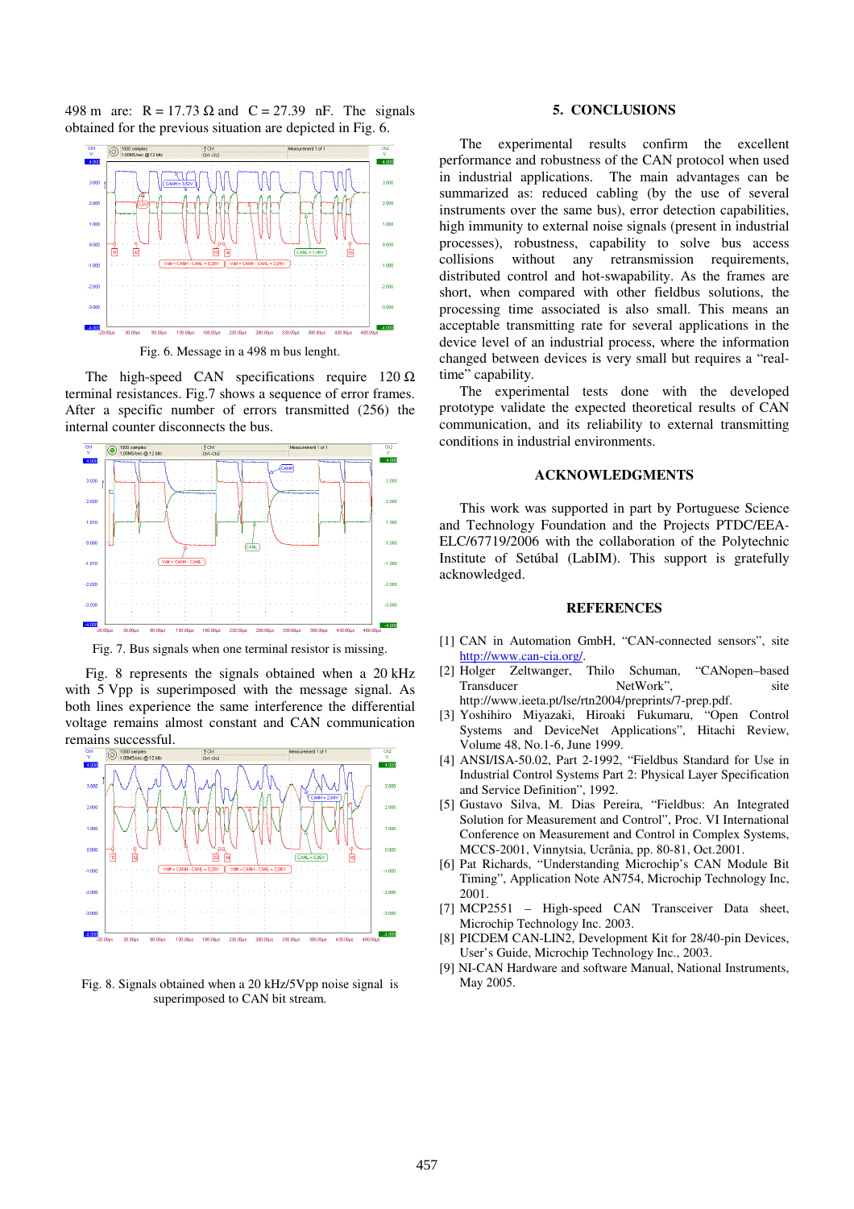498 m are: R = 17.73 Ω and C = 27.39 nF. The signals obtained for the previous situation are depicted in Fig. 6.

Fig. 6. Message in a 498 m bus lenght.

The high-speed CAN specifications require 120 Ω terminal resistances. Fig.7 shows a sequence of error frames. After a specific number of errors transmitted (256) the internal counter disconnects the bus.

Fig. 7. Bus signals when one terminal resistor is missing.

Fig. 8 represents the signals obtained when a 20 kHz with 5 Vpp is superimposed with the message signal. As both lines experience the same interference the differential voltage remains almost constant and CAN communication remains successful.

Fig. 8. Signals obtained when a 20 kHz/5Vpp noise signal is superimposed to CAN bit stream.

## 5. CONCLUSIONS

The experimental results confirm the excellent performance and robustness of the CAN protocol when used in industrial applications. The main advantages can be summarized as: reduced cabling (by the use of several instruments over the same bus), error detection capabilities, high immunity to external noise signals (present in industrial processes), robustness, capability to solve bus access collisions without any retransmission requirements, distributed control and hot-swapability. As the frames are short, when compared with other fieldbus solutions, the processing time associated is also small. This means an acceptable transmitting rate for several applications in the device level of an industrial process, where the information changed between devices is very small but requires a "real-time" capability.

The experimental tests done with the developed prototype validate the expected theoretical results of CAN communication, and its reliability to external transmitting conditions in industrial environments.

## ACKNOWLEDGMENTS

This work was supported in part by Portuguese Science and Technology Foundation and the Projects PTDC/EEA-ELC/67719/2006 with the collaboration of the Polytechnic Institute of Setúbal (LabIM). This support is gratefully acknowledged.

## REFERENCES

[1] CAN in Automation GmbH, "CAN-connected sensors", site http://www.can-cia.org/.

[2] Holger Zeltwanger, Thilo Schuman, "CANopen–based Transducer NetWork", site http://www.ieeta.pt/lse/rtn2004/preprints/7-prep.pdf.

[3] Yoshihiro Miyazaki, Hiroaki Fukumaru, "Open Control Systems and DeviceNet Applications", Hitachi Review, Volume 48, No.1-6, June 1999.

[4] ANSI/ISA-50.02, Part 2-1992, "Fieldbus Standard for Use in Industrial Control Systems Part 2: Physical Layer Specification and Service Definition", 1992.

[5] Gustavo Silva, M. Dias Pereira, "Fieldbus: An Integrated Solution for Measurement and Control", Proc. VI International Conference on Measurement and Control in Complex Systems, MCCS-2001, Vinnytsia, Ucrânia, pp. 80-81, Oct.2001.

[6] Pat Richards, "Understanding Microchip's CAN Module Bit Timing", Application Note AN754, Microchip Technology Inc, 2001.

[7] MCP2551 – High-speed CAN Transceiver Data sheet, Microchip Technology Inc. 2003.

[8] PICDEM CAN-LIN2, Development Kit for 28/40-pin Devices, User's Guide, Microchip Technology Inc., 2003.

[9] NI-CAN Hardware and software Manual, National Instruments, May 2005.